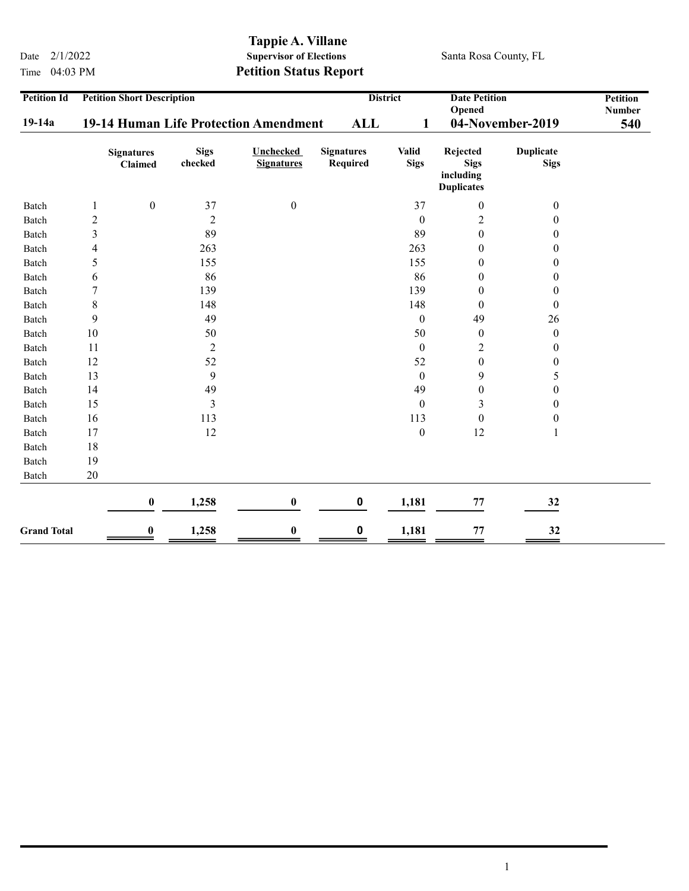Date 2/1/2022

Time 04:03 PM

# Tappie A. Villane

**Supervisor of Elections**

## Petition Status Report

Santa Rosa County, FL

| Petition Id | Petition Short Description | District | | Date Petition Opened | Petition Number |
|---|---|---|---|---|---|
| **19-14a** | **19-14 Human Life Protection Amendment** | **ALL** | **1** | **04-November-2019** | **540** |

| | | Signatures Claimed | Sigs checked | Unchecked Signatures | Signatures Required | Valid Sigs | Rejected Sigs including Duplicates | Duplicate Sigs |
|---|---|---|---|---|---|---|---|---|
| Batch | 1 | 0 | 37 | 0 | | 37 | 0 | 0 |
| Batch | 2 | | 2 | | | 0 | 2 | 0 |
| Batch | 3 | | 89 | | | 89 | 0 | 0 |
| Batch | 4 | | 263 | | | 263 | 0 | 0 |
| Batch | 5 | | 155 | | | 155 | 0 | 0 |
| Batch | 6 | | 86 | | | 86 | 0 | 0 |
| Batch | 7 | | 139 | | | 139 | 0 | 0 |
| Batch | 8 | | 148 | | | 148 | 0 | 0 |
| Batch | 9 | | 49 | | | 0 | 49 | 26 |
| Batch | 10 | | 50 | | | 50 | 0 | 0 |
| Batch | 11 | | 2 | | | 0 | 2 | 0 |
| Batch | 12 | | 52 | | | 52 | 0 | 0 |
| Batch | 13 | | 9 | | | 0 | 9 | 5 |
| Batch | 14 | | 49 | | | 49 | 0 | 0 |
| Batch | 15 | | 3 | | | 0 | 3 | 0 |
| Batch | 16 | | 113 | | | 113 | 0 | 0 |
| Batch | 17 | | 12 | | | 0 | 12 | 1 |
| Batch | 18 | | | | | | | |
| Batch | 19 | | | | | | | |
| Batch | 20 | | | | | | | |
| | | **0** | **1,258** | **0** | **0** | **1,181** | **77** | **32** |
| **Grand Total** | | **0** | **1,258** | **0** | **0** | **1,181** | **77** | **32** |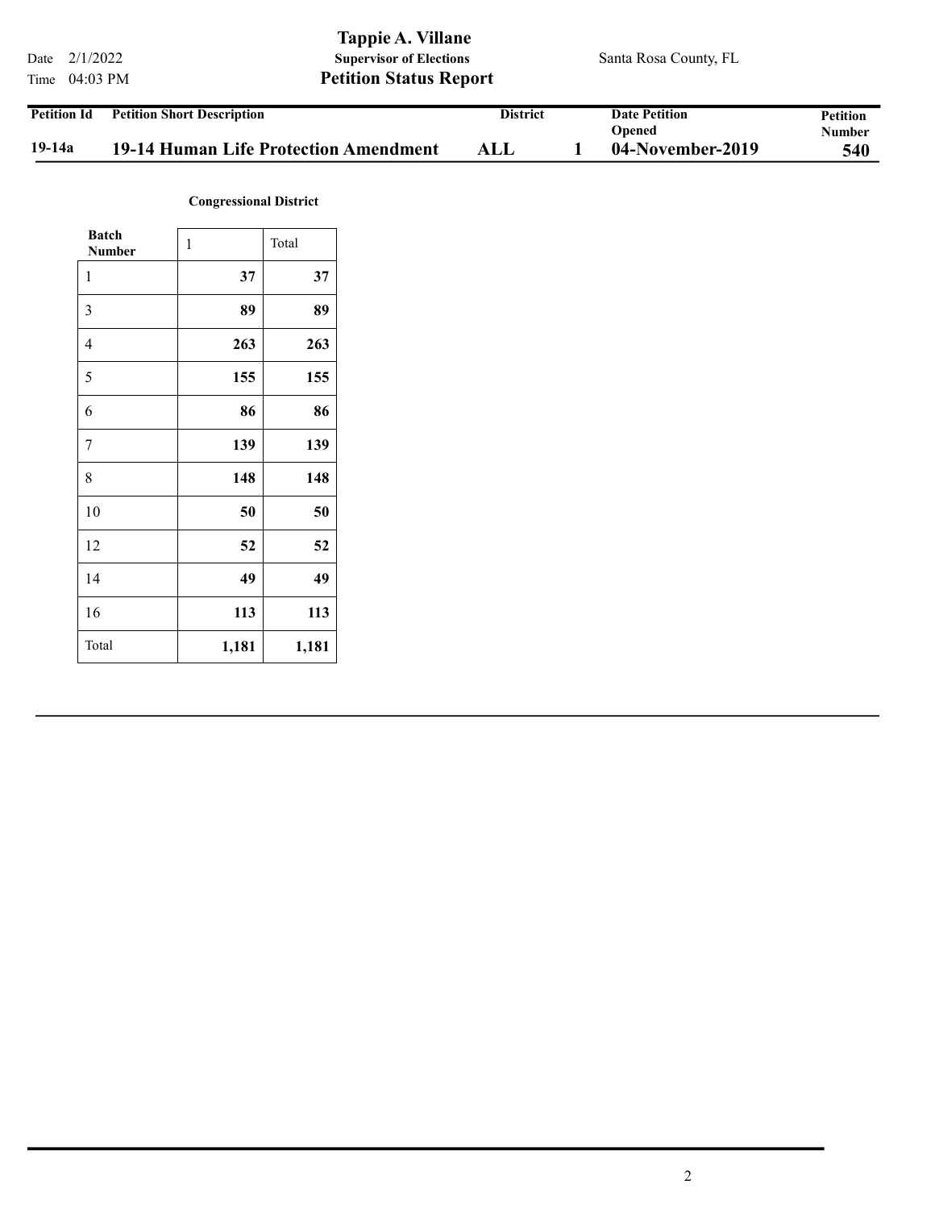Date 2/1/2022
Time 04:03 PM

**Tappie A. Villane**
**Supervisor of Elections**
**Petition Status Report**

Santa Rosa County, FL

| Petition Id | Petition Short Description | District | | Date Petition Opened | Petition Number |
|---|---|---|---|---|---|
| **19-14a** | **19-14 Human Life Protection Amendment** | **ALL** | **1** | **04-November-2019** | **540** |

**Congressional District**

| Batch Number | 1 | Total |
|---|---|---|
| 1 | **37** | **37** |
| 3 | **89** | **89** |
| 4 | **263** | **263** |
| 5 | **155** | **155** |
| 6 | **86** | **86** |
| 7 | **139** | **139** |
| 8 | **148** | **148** |
| 10 | **50** | **50** |
| 12 | **52** | **52** |
| 14 | **49** | **49** |
| 16 | **113** | **113** |
| Total | **1,181** | **1,181** |